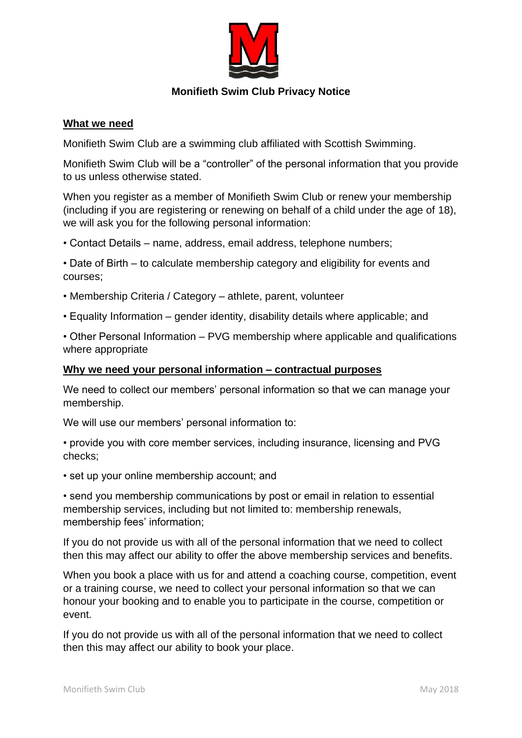# Monifieth Swim Club Privacy Notice

## What we need

Monifieth Swim Club are a swimming club affiliated with Scottish Swimming.

Monifieth Swim Club will be a "controller" of the personal information that you provide to us unless otherwise stated.

When you register as a member of Monifieth Swim Club or renew your membership (including if you are registering or renewing on behalf of a child under the age of 18), we will ask you for the following personal information:

- Contact Details – name, address, email address, telephone numbers;
- Date of Birth – to calculate membership category and eligibility for events and courses;
- Membership Criteria / Category – athlete, parent, volunteer
- Equality Information – gender identity, disability details where applicable; and
- Other Personal Information – PVG membership where applicable and qualifications where appropriate

## Why we need your personal information – contractual purposes

We need to collect our members' personal information so that we can manage your membership.

We will use our members' personal information to:

- provide you with core member services, including insurance, licensing and PVG checks;
- set up your online membership account; and
- send you membership communications by post or email in relation to essential membership services, including but not limited to: membership renewals, membership fees' information;

If you do not provide us with all of the personal information that we need to collect then this may affect our ability to offer the above membership services and benefits.

When you book a place with us for and attend a coaching course, competition, event or a training course, we need to collect your personal information so that we can honour your booking and to enable you to participate in the course, competition or event.

If you do not provide us with all of the personal information that we need to collect then this may affect our ability to book your place.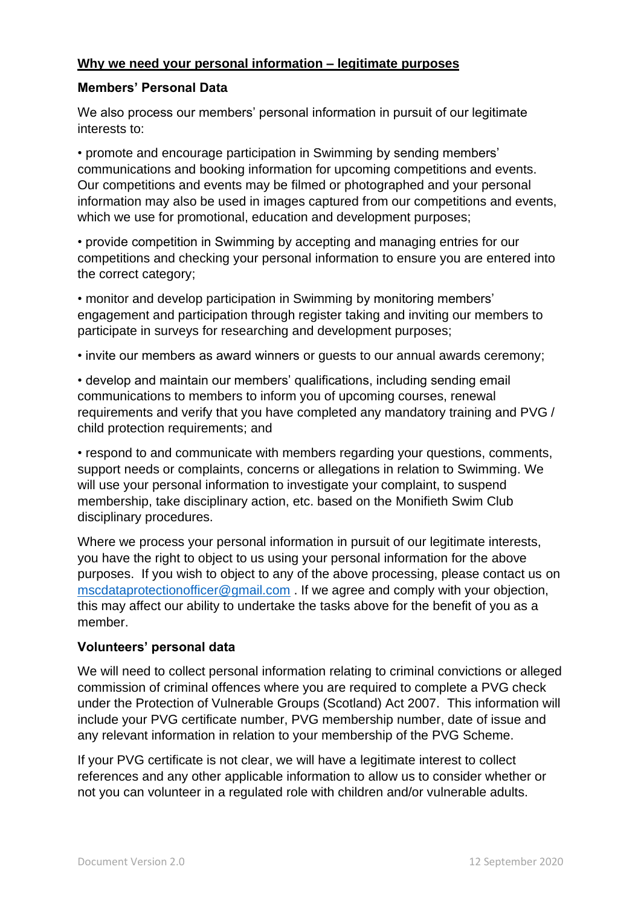**<u>Why we need your personal information – legitimate purposes</u>**

**Members' Personal Data**

We also process our members' personal information in pursuit of our legitimate interests to:

- promote and encourage participation in Swimming by sending members' communications and booking information for upcoming competitions and events. Our competitions and events may be filmed or photographed and your personal information may also be used in images captured from our competitions and events, which we use for promotional, education and development purposes;
- provide competition in Swimming by accepting and managing entries for our competitions and checking your personal information to ensure you are entered into the correct category;
- monitor and develop participation in Swimming by monitoring members' engagement and participation through register taking and inviting our members to participate in surveys for researching and development purposes;
- invite our members as award winners or guests to our annual awards ceremony;
- develop and maintain our members' qualifications, including sending email communications to members to inform you of upcoming courses, renewal requirements and verify that you have completed any mandatory training and PVG / child protection requirements; and
- respond to and communicate with members regarding your questions, comments, support needs or complaints, concerns or allegations in relation to Swimming. We will use your personal information to investigate your complaint, to suspend membership, take disciplinary action, etc. based on the Monifieth Swim Club disciplinary procedures.

Where we process your personal information in pursuit of our legitimate interests, you have the right to object to us using your personal information for the above purposes. If you wish to object to any of the above processing, please contact us on mscdataprotectionofficer@gmail.com . If we agree and comply with your objection, this may affect our ability to undertake the tasks above for the benefit of you as a member.

**Volunteers' personal data**

We will need to collect personal information relating to criminal convictions or alleged commission of criminal offences where you are required to complete a PVG check under the Protection of Vulnerable Groups (Scotland) Act 2007. This information will include your PVG certificate number, PVG membership number, date of issue and any relevant information in relation to your membership of the PVG Scheme.

If your PVG certificate is not clear, we will have a legitimate interest to collect references and any other applicable information to allow us to consider whether or not you can volunteer in a regulated role with children and/or vulnerable adults.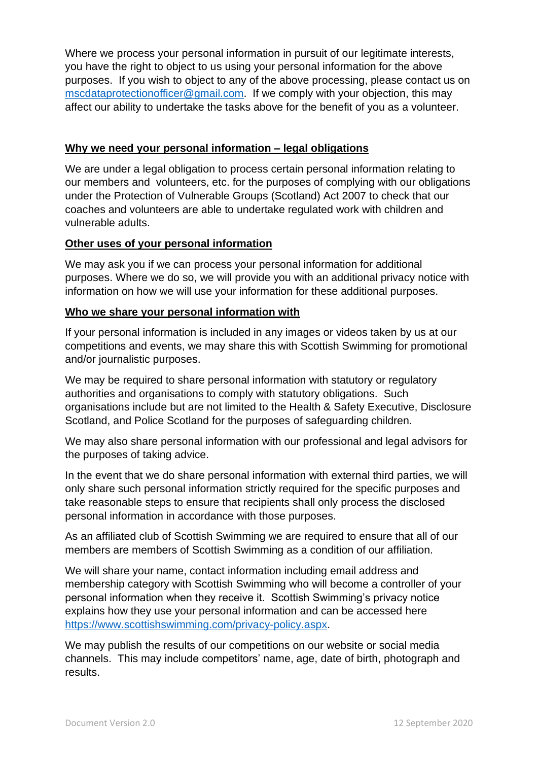Where we process your personal information in pursuit of our legitimate interests, you have the right to object to us using your personal information for the above purposes. If you wish to object to any of the above processing, please contact us on mscdataprotectionofficer@gmail.com. If we comply with your objection, this may affect our ability to undertake the tasks above for the benefit of you as a volunteer.

## Why we need your personal information – legal obligations

We are under a legal obligation to process certain personal information relating to our members and volunteers, etc. for the purposes of complying with our obligations under the Protection of Vulnerable Groups (Scotland) Act 2007 to check that our coaches and volunteers are able to undertake regulated work with children and vulnerable adults.

## Other uses of your personal information

We may ask you if we can process your personal information for additional purposes. Where we do so, we will provide you with an additional privacy notice with information on how we will use your information for these additional purposes.

## Who we share your personal information with

If your personal information is included in any images or videos taken by us at our competitions and events, we may share this with Scottish Swimming for promotional and/or journalistic purposes.

We may be required to share personal information with statutory or regulatory authorities and organisations to comply with statutory obligations. Such organisations include but are not limited to the Health & Safety Executive, Disclosure Scotland, and Police Scotland for the purposes of safeguarding children.

We may also share personal information with our professional and legal advisors for the purposes of taking advice.

In the event that we do share personal information with external third parties, we will only share such personal information strictly required for the specific purposes and take reasonable steps to ensure that recipients shall only process the disclosed personal information in accordance with those purposes.

As an affiliated club of Scottish Swimming we are required to ensure that all of our members are members of Scottish Swimming as a condition of our affiliation.

We will share your name, contact information including email address and membership category with Scottish Swimming who will become a controller of your personal information when they receive it. Scottish Swimming's privacy notice explains how they use your personal information and can be accessed here https://www.scottishswimming.com/privacy-policy.aspx.

We may publish the results of our competitions on our website or social media channels. This may include competitors' name, age, date of birth, photograph and results.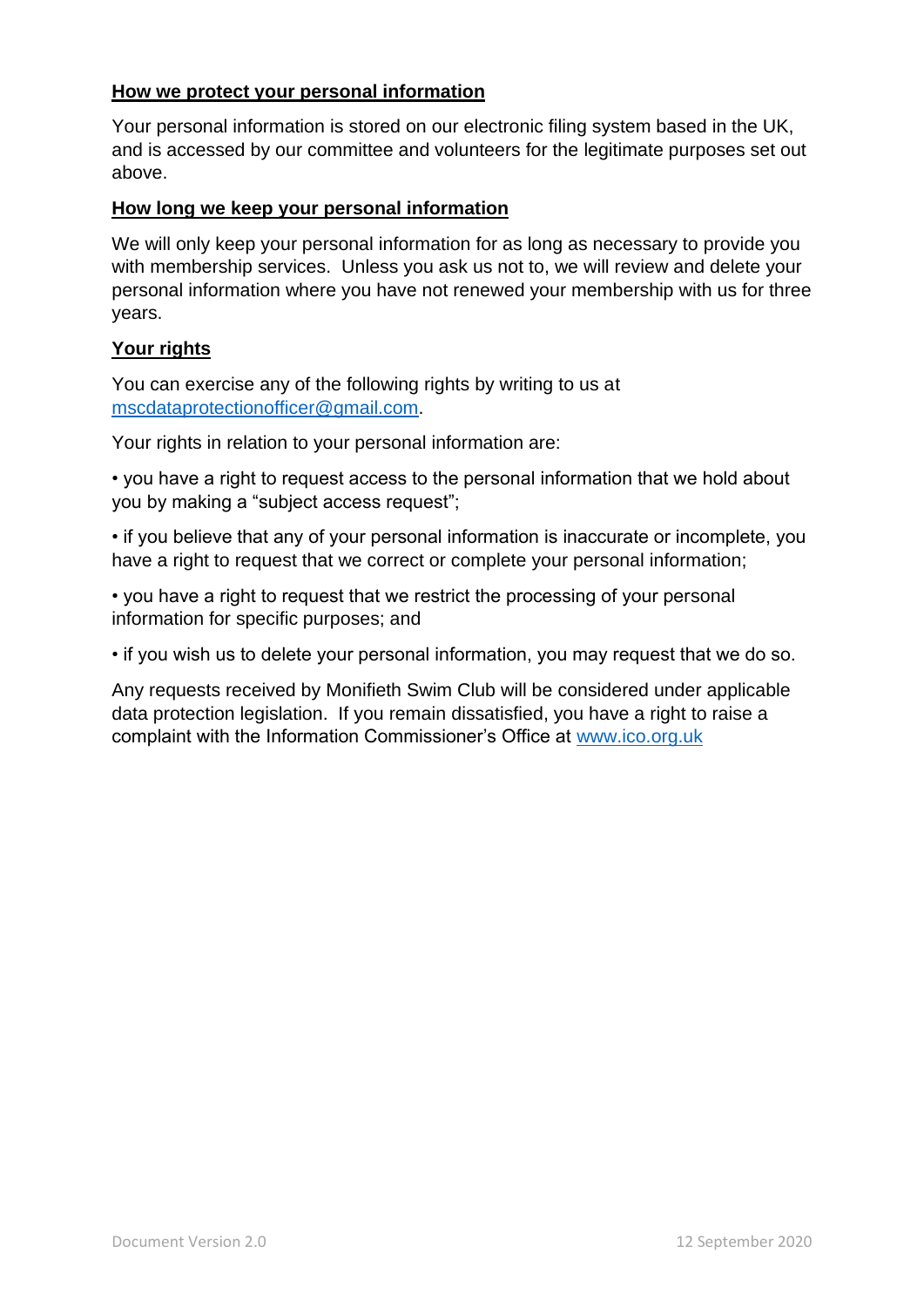## How we protect your personal information

Your personal information is stored on our electronic filing system based in the UK, and is accessed by our committee and volunteers for the legitimate purposes set out above.

## How long we keep your personal information

We will only keep your personal information for as long as necessary to provide you with membership services. Unless you ask us not to, we will review and delete your personal information where you have not renewed your membership with us for three years.

## Your rights

You can exercise any of the following rights by writing to us at mscdataprotectionofficer@gmail.com.

Your rights in relation to your personal information are:

- you have a right to request access to the personal information that we hold about you by making a "subject access request";
- if you believe that any of your personal information is inaccurate or incomplete, you have a right to request that we correct or complete your personal information;
- you have a right to request that we restrict the processing of your personal information for specific purposes; and
- if you wish us to delete your personal information, you may request that we do so.

Any requests received by Monifieth Swim Club will be considered under applicable data protection legislation. If you remain dissatisfied, you have a right to raise a complaint with the Information Commissioner's Office at www.ico.org.uk